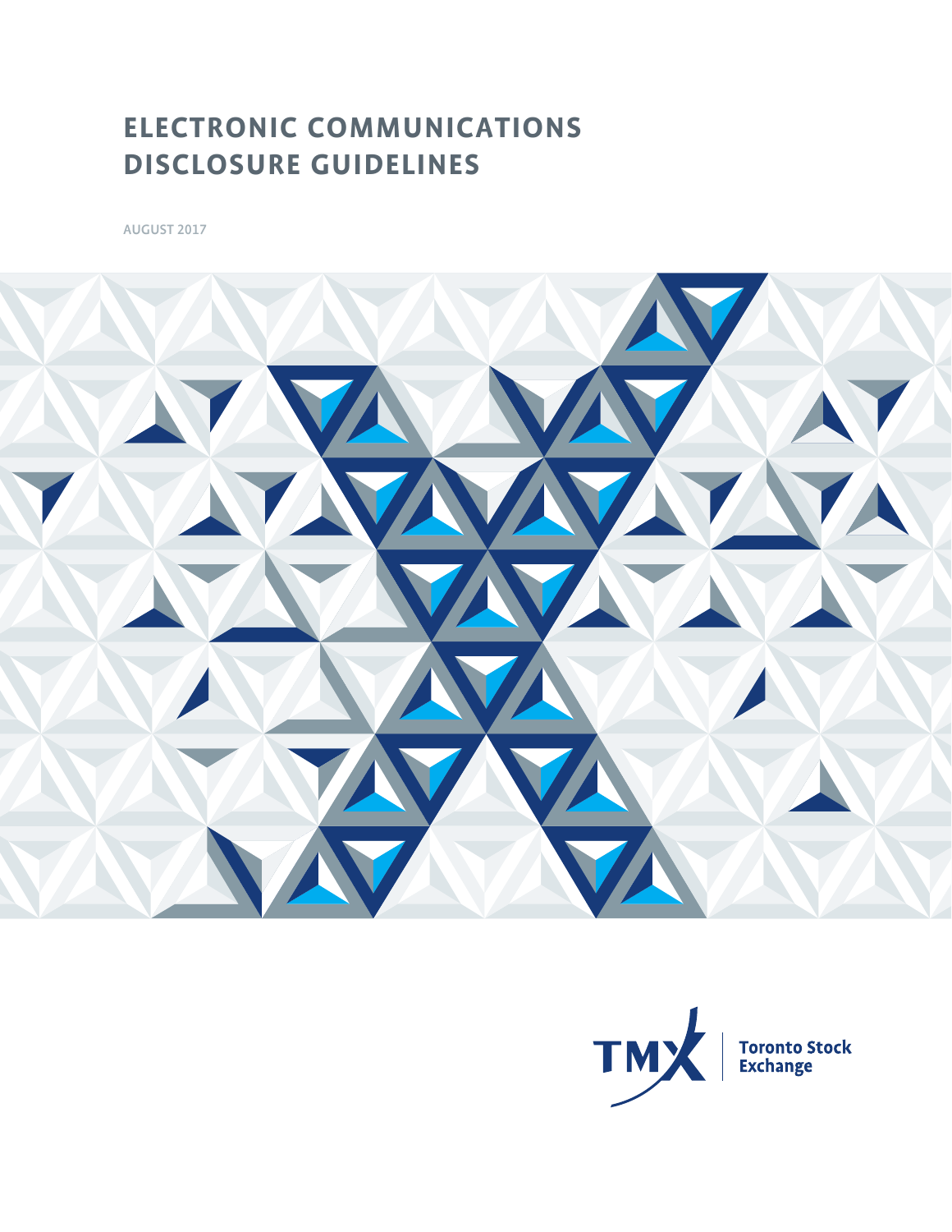# ELECTRONIC COMMUNICATIONS DISCLOSURE GUIDELINES

AUGUST 2017

TMX | Toronto Stock Exchange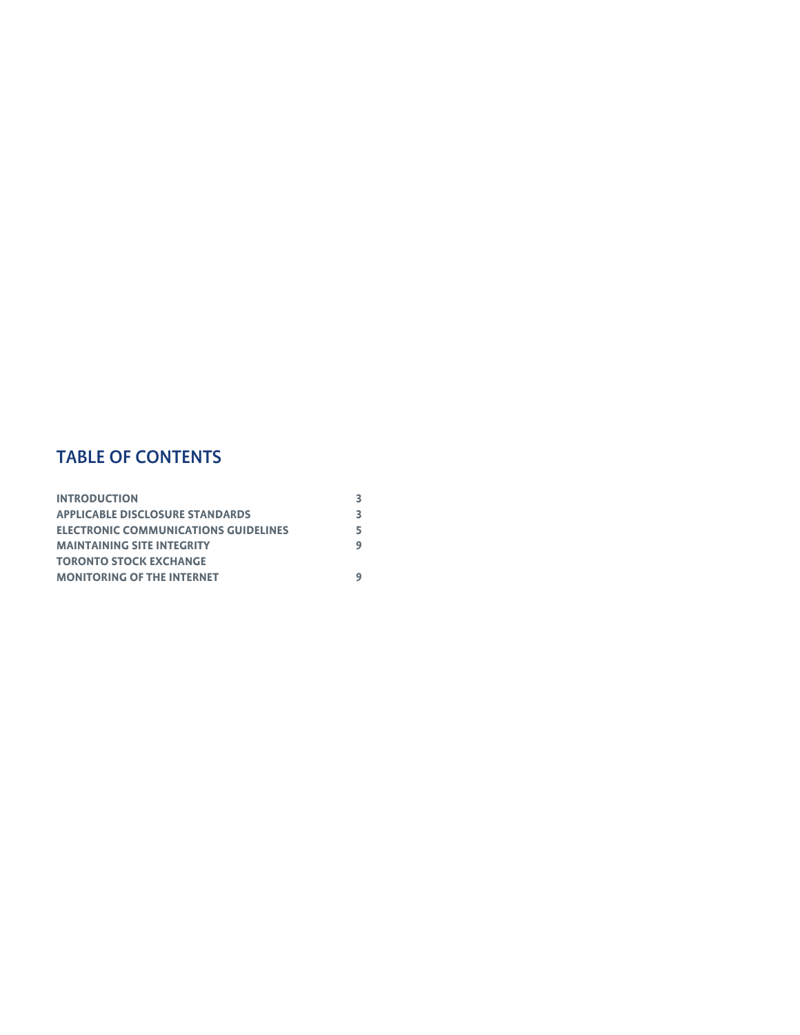## TABLE OF CONTENTS

| | |
|---|---|
| **INTRODUCTION** | **3** |
| **APPLICABLE DISCLOSURE STANDARDS** | **3** |
| **ELECTRONIC COMMUNICATIONS GUIDELINES** | **5** |
| **MAINTAINING SITE INTEGRITY** | **9** |
| **TORONTO STOCK EXCHANGE MONITORING OF THE INTERNET** | **9** |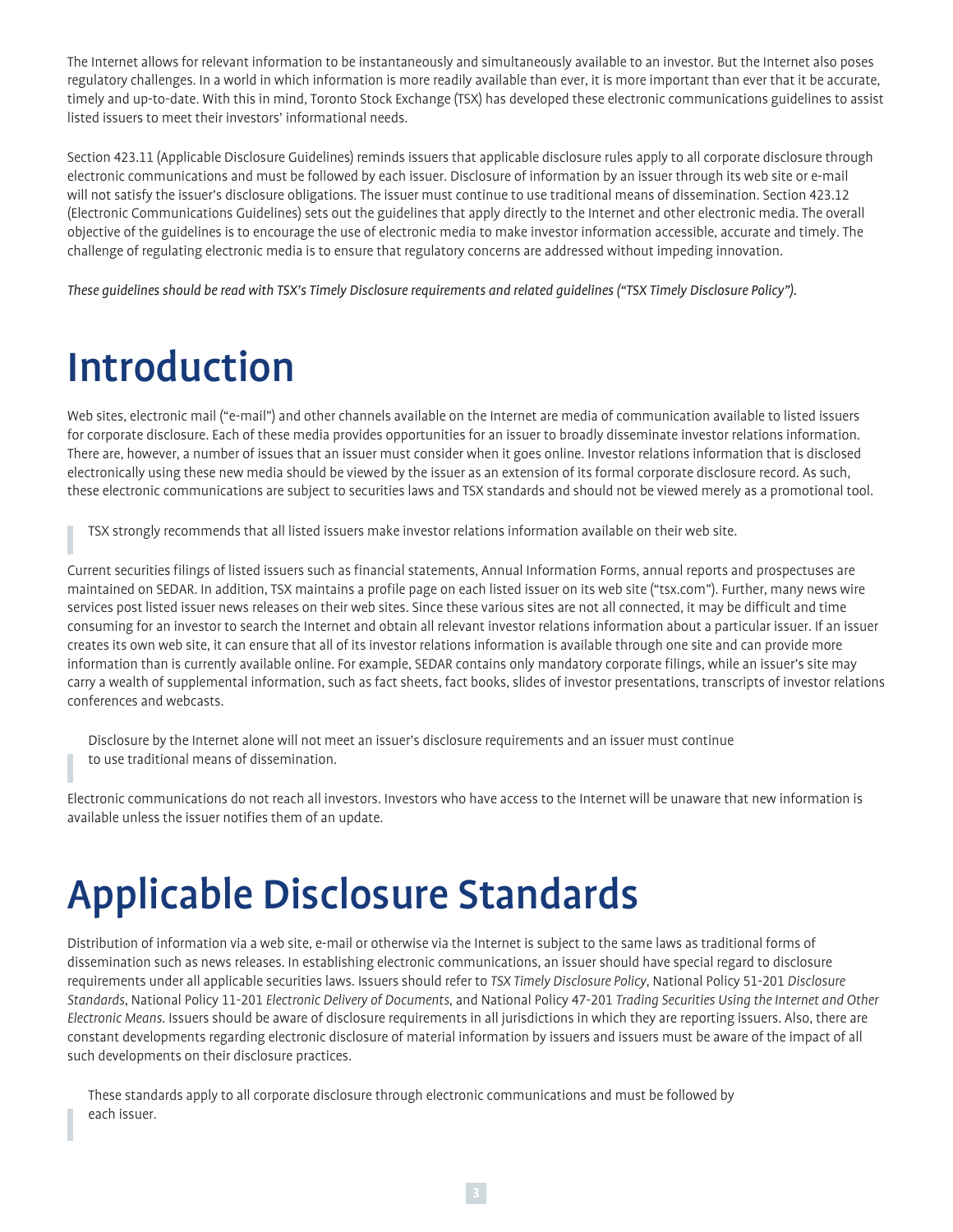The Internet allows for relevant information to be instantaneously and simultaneously available to an investor. But the Internet also poses regulatory challenges. In a world in which information is more readily available than ever, it is more important than ever that it be accurate, timely and up-to-date. With this in mind, Toronto Stock Exchange (TSX) has developed these electronic communications guidelines to assist listed issuers to meet their investors' informational needs.

Section 423.11 (Applicable Disclosure Guidelines) reminds issuers that applicable disclosure rules apply to all corporate disclosure through electronic communications and must be followed by each issuer. Disclosure of information by an issuer through its web site or e-mail will not satisfy the issuer's disclosure obligations. The issuer must continue to use traditional means of dissemination. Section 423.12 (Electronic Communications Guidelines) sets out the guidelines that apply directly to the Internet and other electronic media. The overall objective of the guidelines is to encourage the use of electronic media to make investor information accessible, accurate and timely. The challenge of regulating electronic media is to ensure that regulatory concerns are addressed without impeding innovation.

*These guidelines should be read with TSX's Timely Disclosure requirements and related guidelines ("TSX Timely Disclosure Policy").*

# Introduction

Web sites, electronic mail ("e-mail") and other channels available on the Internet are media of communication available to listed issuers for corporate disclosure. Each of these media provides opportunities for an issuer to broadly disseminate investor relations information. There are, however, a number of issues that an issuer must consider when it goes online. Investor relations information that is disclosed electronically using these new media should be viewed by the issuer as an extension of its formal corporate disclosure record. As such, these electronic communications are subject to securities laws and TSX standards and should not be viewed merely as a promotional tool.

> TSX strongly recommends that all listed issuers make investor relations information available on their web site.

Current securities filings of listed issuers such as financial statements, Annual Information Forms, annual reports and prospectuses are maintained on SEDAR. In addition, TSX maintains a profile page on each listed issuer on its web site ("tsx.com"). Further, many news wire services post listed issuer news releases on their web sites. Since these various sites are not all connected, it may be difficult and time consuming for an investor to search the Internet and obtain all relevant investor relations information about a particular issuer. If an issuer creates its own web site, it can ensure that all of its investor relations information is available through one site and can provide more information than is currently available online. For example, SEDAR contains only mandatory corporate filings, while an issuer's site may carry a wealth of supplemental information, such as fact sheets, fact books, slides of investor presentations, transcripts of investor relations conferences and webcasts.

> Disclosure by the Internet alone will not meet an issuer's disclosure requirements and an issuer must continue to use traditional means of dissemination.

Electronic communications do not reach all investors. Investors who have access to the Internet will be unaware that new information is available unless the issuer notifies them of an update.

# Applicable Disclosure Standards

Distribution of information via a web site, e-mail or otherwise via the Internet is subject to the same laws as traditional forms of dissemination such as news releases. In establishing electronic communications, an issuer should have special regard to disclosure requirements under all applicable securities laws. Issuers should refer to *TSX Timely Disclosure Policy*, National Policy 51-201 *Disclosure Standards*, National Policy 11-201 *Electronic Delivery of Documents*, and National Policy 47-201 *Trading Securities Using the Internet and Other Electronic Means*. Issuers should be aware of disclosure requirements in all jurisdictions in which they are reporting issuers. Also, there are constant developments regarding electronic disclosure of material information by issuers and issuers must be aware of the impact of all such developments on their disclosure practices.

> These standards apply to all corporate disclosure through electronic communications and must be followed by each issuer.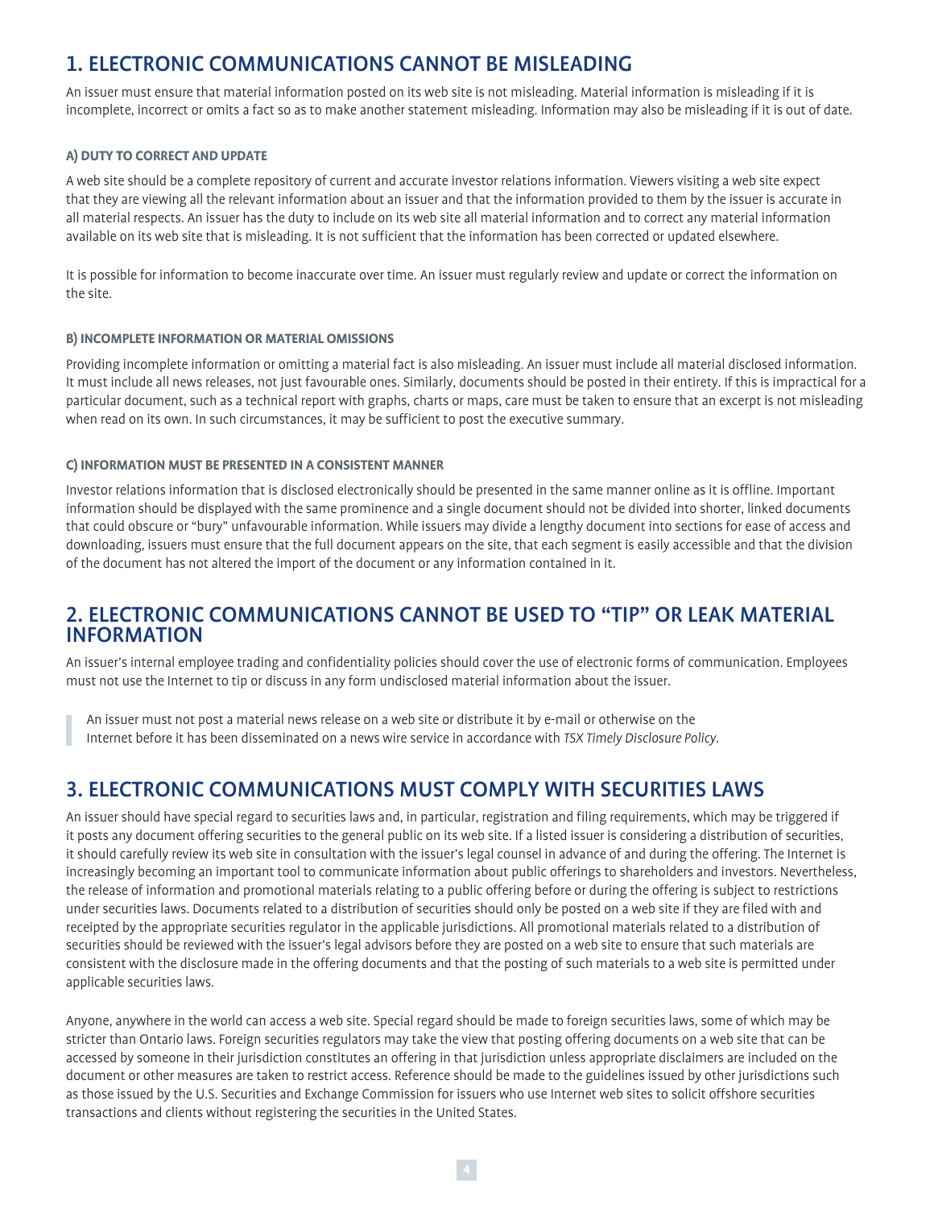## 1. ELECTRONIC COMMUNICATIONS CANNOT BE MISLEADING

An issuer must ensure that material information posted on its web site is not misleading. Material information is misleading if it is incomplete, incorrect or omits a fact so as to make another statement misleading. Information may also be misleading if it is out of date.

#### A) DUTY TO CORRECT AND UPDATE

A web site should be a complete repository of current and accurate investor relations information. Viewers visiting a web site expect that they are viewing all the relevant information about an issuer and that the information provided to them by the issuer is accurate in all material respects. An issuer has the duty to include on its web site all material information and to correct any material information available on its web site that is misleading. It is not sufficient that the information has been corrected or updated elsewhere.

It is possible for information to become inaccurate over time. An issuer must regularly review and update or correct the information on the site.

#### B) INCOMPLETE INFORMATION OR MATERIAL OMISSIONS

Providing incomplete information or omitting a material fact is also misleading. An issuer must include all material disclosed information. It must include all news releases, not just favourable ones. Similarly, documents should be posted in their entirety. If this is impractical for a particular document, such as a technical report with graphs, charts or maps, care must be taken to ensure that an excerpt is not misleading when read on its own. In such circumstances, it may be sufficient to post the executive summary.

#### C) INFORMATION MUST BE PRESENTED IN A CONSISTENT MANNER

Investor relations information that is disclosed electronically should be presented in the same manner online as it is offline. Important information should be displayed with the same prominence and a single document should not be divided into shorter, linked documents that could obscure or "bury" unfavourable information. While issuers may divide a lengthy document into sections for ease of access and downloading, issuers must ensure that the full document appears on the site, that each segment is easily accessible and that the division of the document has not altered the import of the document or any information contained in it.

## 2. ELECTRONIC COMMUNICATIONS CANNOT BE USED TO "TIP" OR LEAK MATERIAL INFORMATION

An issuer's internal employee trading and confidentiality policies should cover the use of electronic forms of communication. Employees must not use the Internet to tip or discuss in any form undisclosed material information about the issuer.

> An issuer must not post a material news release on a web site or distribute it by e-mail or otherwise on the Internet before it has been disseminated on a news wire service in accordance with *TSX Timely Disclosure Policy*.

## 3. ELECTRONIC COMMUNICATIONS MUST COMPLY WITH SECURITIES LAWS

An issuer should have special regard to securities laws and, in particular, registration and filing requirements, which may be triggered if it posts any document offering securities to the general public on its web site. If a listed issuer is considering a distribution of securities, it should carefully review its web site in consultation with the issuer's legal counsel in advance of and during the offering. The Internet is increasingly becoming an important tool to communicate information about public offerings to shareholders and investors. Nevertheless, the release of information and promotional materials relating to a public offering before or during the offering is subject to restrictions under securities laws. Documents related to a distribution of securities should only be posted on a web site if they are filed with and receipted by the appropriate securities regulator in the applicable jurisdictions. All promotional materials related to a distribution of securities should be reviewed with the issuer's legal advisors before they are posted on a web site to ensure that such materials are consistent with the disclosure made in the offering documents and that the posting of such materials to a web site is permitted under applicable securities laws.

Anyone, anywhere in the world can access a web site. Special regard should be made to foreign securities laws, some of which may be stricter than Ontario laws. Foreign securities regulators may take the view that posting offering documents on a web site that can be accessed by someone in their jurisdiction constitutes an offering in that jurisdiction unless appropriate disclaimers are included on the document or other measures are taken to restrict access. Reference should be made to the guidelines issued by other jurisdictions such as those issued by the U.S. Securities and Exchange Commission for issuers who use Internet web sites to solicit offshore securities transactions and clients without registering the securities in the United States.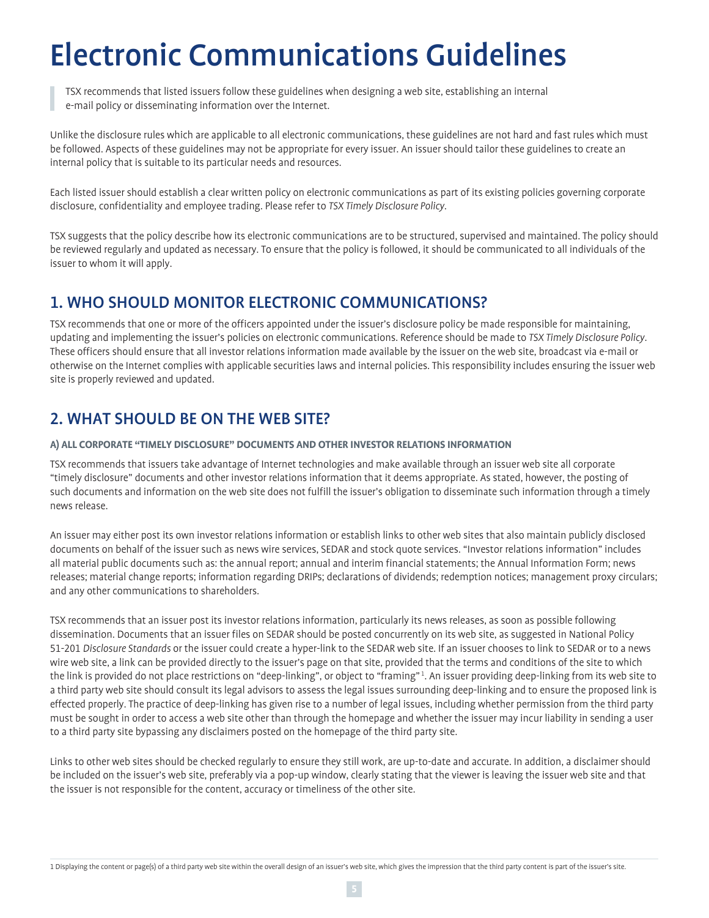# Electronic Communications Guidelines

> TSX recommends that listed issuers follow these guidelines when designing a web site, establishing an internal e-mail policy or disseminating information over the Internet.

Unlike the disclosure rules which are applicable to all electronic communications, these guidelines are not hard and fast rules which must be followed. Aspects of these guidelines may not be appropriate for every issuer. An issuer should tailor these guidelines to create an internal policy that is suitable to its particular needs and resources.

Each listed issuer should establish a clear written policy on electronic communications as part of its existing policies governing corporate disclosure, confidentiality and employee trading. Please refer to *TSX Timely Disclosure Policy*.

TSX suggests that the policy describe how its electronic communications are to be structured, supervised and maintained. The policy should be reviewed regularly and updated as necessary. To ensure that the policy is followed, it should be communicated to all individuals of the issuer to whom it will apply.

## 1. WHO SHOULD MONITOR ELECTRONIC COMMUNICATIONS?

TSX recommends that one or more of the officers appointed under the issuer's disclosure policy be made responsible for maintaining, updating and implementing the issuer's policies on electronic communications. Reference should be made to *TSX Timely Disclosure Policy*. These officers should ensure that all investor relations information made available by the issuer on the web site, broadcast via e-mail or otherwise on the Internet complies with applicable securities laws and internal policies. This responsibility includes ensuring the issuer web site is properly reviewed and updated.

## 2. WHAT SHOULD BE ON THE WEB SITE?

#### A) ALL CORPORATE "TIMELY DISCLOSURE" DOCUMENTS AND OTHER INVESTOR RELATIONS INFORMATION

TSX recommends that issuers take advantage of Internet technologies and make available through an issuer web site all corporate "timely disclosure" documents and other investor relations information that it deems appropriate. As stated, however, the posting of such documents and information on the web site does not fulfill the issuer's obligation to disseminate such information through a timely news release.

An issuer may either post its own investor relations information or establish links to other web sites that also maintain publicly disclosed documents on behalf of the issuer such as news wire services, SEDAR and stock quote services. "Investor relations information" includes all material public documents such as: the annual report; annual and interim financial statements; the Annual Information Form; news releases; material change reports; information regarding DRIPs; declarations of dividends; redemption notices; management proxy circulars; and any other communications to shareholders.

TSX recommends that an issuer post its investor relations information, particularly its news releases, as soon as possible following dissemination. Documents that an issuer files on SEDAR should be posted concurrently on its web site, as suggested in National Policy 51-201 *Disclosure Standards* or the issuer could create a hyper-link to the SEDAR web site. If an issuer chooses to link to SEDAR or to a news wire web site, a link can be provided directly to the issuer's page on that site, provided that the terms and conditions of the site to which the link is provided do not place restrictions on "deep-linking", or object to "framing" [1]. An issuer providing deep-linking from its web site to a third party web site should consult its legal advisors to assess the legal issues surrounding deep-linking and to ensure the proposed link is effected properly. The practice of deep-linking has given rise to a number of legal issues, including whether permission from the third party must be sought in order to access a web site other than through the homepage and whether the issuer may incur liability in sending a user to a third party site bypassing any disclaimers posted on the homepage of the third party site.

Links to other web sites should be checked regularly to ensure they still work, are up-to-date and accurate. In addition, a disclaimer should be included on the issuer's web site, preferably via a pop-up window, clearly stating that the viewer is leaving the issuer web site and that the issuer is not responsible for the content, accuracy or timeliness of the other site.

---

1 Displaying the content or page(s) of a third party web site within the overall design of an issuer's web site, which gives the impression that the third party content is part of the issuer's site.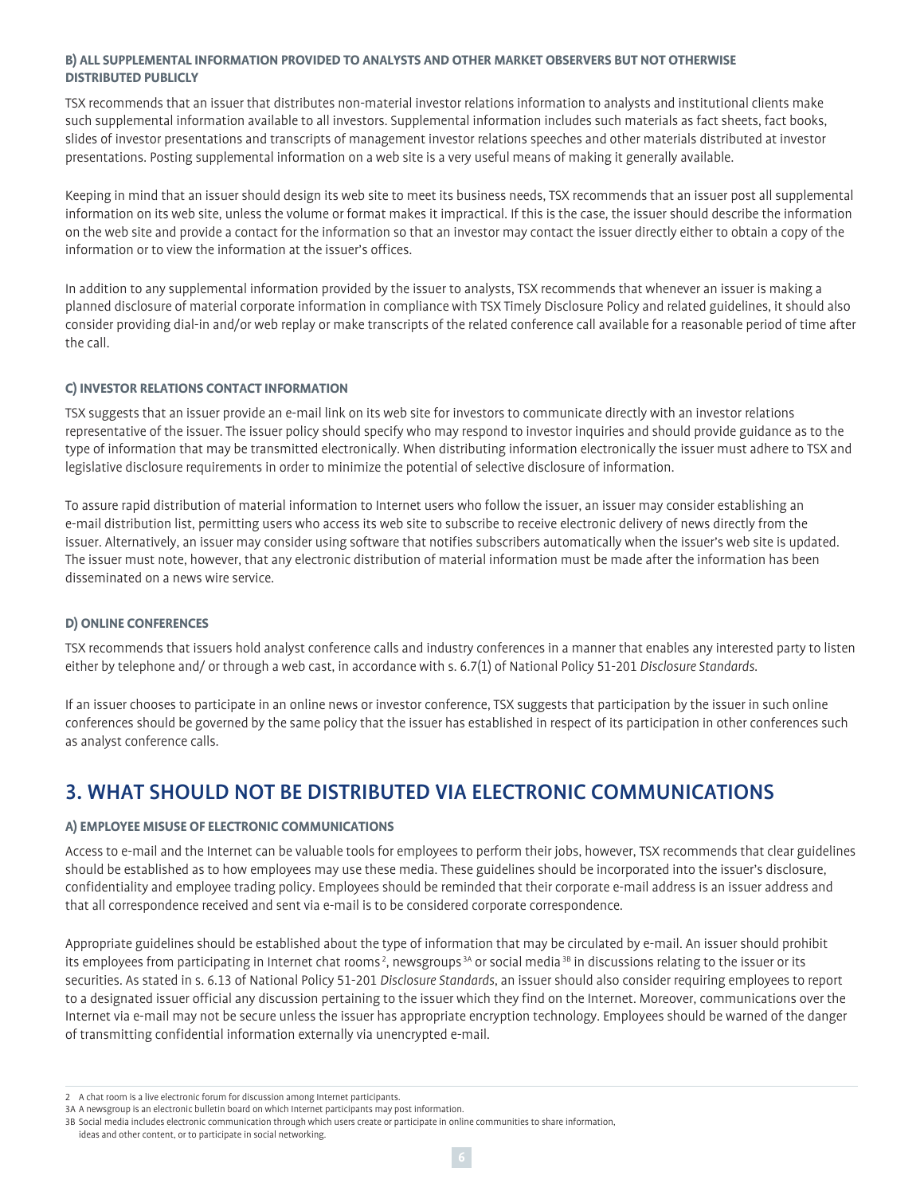### B) ALL SUPPLEMENTAL INFORMATION PROVIDED TO ANALYSTS AND OTHER MARKET OBSERVERS BUT NOT OTHERWISE DISTRIBUTED PUBLICLY

TSX recommends that an issuer that distributes non-material investor relations information to analysts and institutional clients make such supplemental information available to all investors. Supplemental information includes such materials as fact sheets, fact books, slides of investor presentations and transcripts of management investor relations speeches and other materials distributed at investor presentations. Posting supplemental information on a web site is a very useful means of making it generally available.

Keeping in mind that an issuer should design its web site to meet its business needs, TSX recommends that an issuer post all supplemental information on its web site, unless the volume or format makes it impractical. If this is the case, the issuer should describe the information on the web site and provide a contact for the information so that an investor may contact the issuer directly either to obtain a copy of the information or to view the information at the issuer's offices.

In addition to any supplemental information provided by the issuer to analysts, TSX recommends that whenever an issuer is making a planned disclosure of material corporate information in compliance with TSX Timely Disclosure Policy and related guidelines, it should also consider providing dial-in and/or web replay or make transcripts of the related conference call available for a reasonable period of time after the call.

### C) INVESTOR RELATIONS CONTACT INFORMATION

TSX suggests that an issuer provide an e-mail link on its web site for investors to communicate directly with an investor relations representative of the issuer. The issuer policy should specify who may respond to investor inquiries and should provide guidance as to the type of information that may be transmitted electronically. When distributing information electronically the issuer must adhere to TSX and legislative disclosure requirements in order to minimize the potential of selective disclosure of information.

To assure rapid distribution of material information to Internet users who follow the issuer, an issuer may consider establishing an e-mail distribution list, permitting users who access its web site to subscribe to receive electronic delivery of news directly from the issuer. Alternatively, an issuer may consider using software that notifies subscribers automatically when the issuer's web site is updated. The issuer must note, however, that any electronic distribution of material information must be made after the information has been disseminated on a news wire service.

### D) ONLINE CONFERENCES

TSX recommends that issuers hold analyst conference calls and industry conferences in a manner that enables any interested party to listen either by telephone and/ or through a web cast, in accordance with s. 6.7(1) of National Policy 51-201 *Disclosure Standards*.

If an issuer chooses to participate in an online news or investor conference, TSX suggests that participation by the issuer in such online conferences should be governed by the same policy that the issuer has established in respect of its participation in other conferences such as analyst conference calls.

## 3. WHAT SHOULD NOT BE DISTRIBUTED VIA ELECTRONIC COMMUNICATIONS

### A) EMPLOYEE MISUSE OF ELECTRONIC COMMUNICATIONS

Access to e-mail and the Internet can be valuable tools for employees to perform their jobs, however, TSX recommends that clear guidelines should be established as to how employees may use these media. These guidelines should be incorporated into the issuer's disclosure, confidentiality and employee trading policy. Employees should be reminded that their corporate e-mail address is an issuer address and that all correspondence received and sent via e-mail is to be considered corporate correspondence.

Appropriate guidelines should be established about the type of information that may be circulated by e-mail. An issuer should prohibit its employees from participating in Internet chat rooms[2], newsgroups[3A] or social media[3B] in discussions relating to the issuer or its securities. As stated in s. 6.13 of National Policy 51-201 *Disclosure Standards*, an issuer should also consider requiring employees to report to a designated issuer official any discussion pertaining to the issuer which they find on the Internet. Moreover, communications over the Internet via e-mail may not be secure unless the issuer has appropriate encryption technology. Employees should be warned of the danger of transmitting confidential information externally via unencrypted e-mail.

---

2 A chat room is a live electronic forum for discussion among Internet participants.

3A A newsgroup is an electronic bulletin board on which Internet participants may post information.

3B Social media includes electronic communication through which users create or participate in online communities to share information, ideas and other content, or to participate in social networking.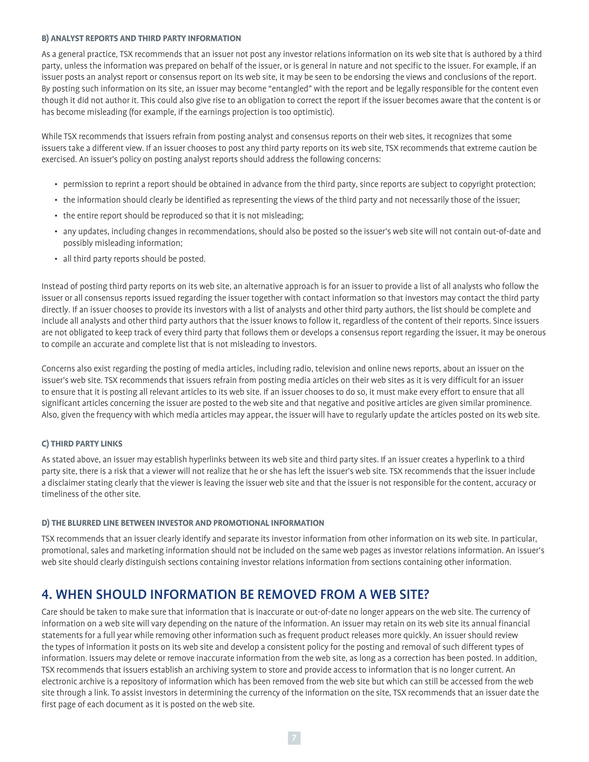#### B) ANALYST REPORTS AND THIRD PARTY INFORMATION

As a general practice, TSX recommends that an issuer not post any investor relations information on its web site that is authored by a third party, unless the information was prepared on behalf of the issuer, or is general in nature and not specific to the issuer. For example, if an issuer posts an analyst report or consensus report on its web site, it may be seen to be endorsing the views and conclusions of the report. By posting such information on its site, an issuer may become "entangled" with the report and be legally responsible for the content even though it did not author it. This could also give rise to an obligation to correct the report if the issuer becomes aware that the content is or has become misleading (for example, if the earnings projection is too optimistic).

While TSX recommends that issuers refrain from posting analyst and consensus reports on their web sites, it recognizes that some issuers take a different view. If an issuer chooses to post any third party reports on its web site, TSX recommends that extreme caution be exercised. An issuer's policy on posting analyst reports should address the following concerns:

- permission to reprint a report should be obtained in advance from the third party, since reports are subject to copyright protection;
- the information should clearly be identified as representing the views of the third party and not necessarily those of the issuer;
- the entire report should be reproduced so that it is not misleading;
- any updates, including changes in recommendations, should also be posted so the issuer's web site will not contain out-of-date and possibly misleading information;
- all third party reports should be posted.

Instead of posting third party reports on its web site, an alternative approach is for an issuer to provide a list of all analysts who follow the issuer or all consensus reports issued regarding the issuer together with contact information so that investors may contact the third party directly. If an issuer chooses to provide its investors with a list of analysts and other third party authors, the list should be complete and include all analysts and other third party authors that the issuer knows to follow it, regardless of the content of their reports. Since issuers are not obligated to keep track of every third party that follows them or develops a consensus report regarding the issuer, it may be onerous to compile an accurate and complete list that is not misleading to investors.

Concerns also exist regarding the posting of media articles, including radio, television and online news reports, about an issuer on the issuer's web site. TSX recommends that issuers refrain from posting media articles on their web sites as it is very difficult for an issuer to ensure that it is posting all relevant articles to its web site. If an issuer chooses to do so, it must make every effort to ensure that all significant articles concerning the issuer are posted to the web site and that negative and positive articles are given similar prominence. Also, given the frequency with which media articles may appear, the issuer will have to regularly update the articles posted on its web site.

#### C) THIRD PARTY LINKS

As stated above, an issuer may establish hyperlinks between its web site and third party sites. If an issuer creates a hyperlink to a third party site, there is a risk that a viewer will not realize that he or she has left the issuer's web site. TSX recommends that the issuer include a disclaimer stating clearly that the viewer is leaving the issuer web site and that the issuer is not responsible for the content, accuracy or timeliness of the other site.

#### D) THE BLURRED LINE BETWEEN INVESTOR AND PROMOTIONAL INFORMATION

TSX recommends that an issuer clearly identify and separate its investor information from other information on its web site. In particular, promotional, sales and marketing information should not be included on the same web pages as investor relations information. An issuer's web site should clearly distinguish sections containing investor relations information from sections containing other information.

## 4. WHEN SHOULD INFORMATION BE REMOVED FROM A WEB SITE?

Care should be taken to make sure that information that is inaccurate or out-of-date no longer appears on the web site. The currency of information on a web site will vary depending on the nature of the information. An issuer may retain on its web site its annual financial statements for a full year while removing other information such as frequent product releases more quickly. An issuer should review the types of information it posts on its web site and develop a consistent policy for the posting and removal of such different types of information. Issuers may delete or remove inaccurate information from the web site, as long as a correction has been posted. In addition, TSX recommends that issuers establish an archiving system to store and provide access to information that is no longer current. An electronic archive is a repository of information which has been removed from the web site but which can still be accessed from the web site through a link. To assist investors in determining the currency of the information on the site, TSX recommends that an issuer date the first page of each document as it is posted on the web site.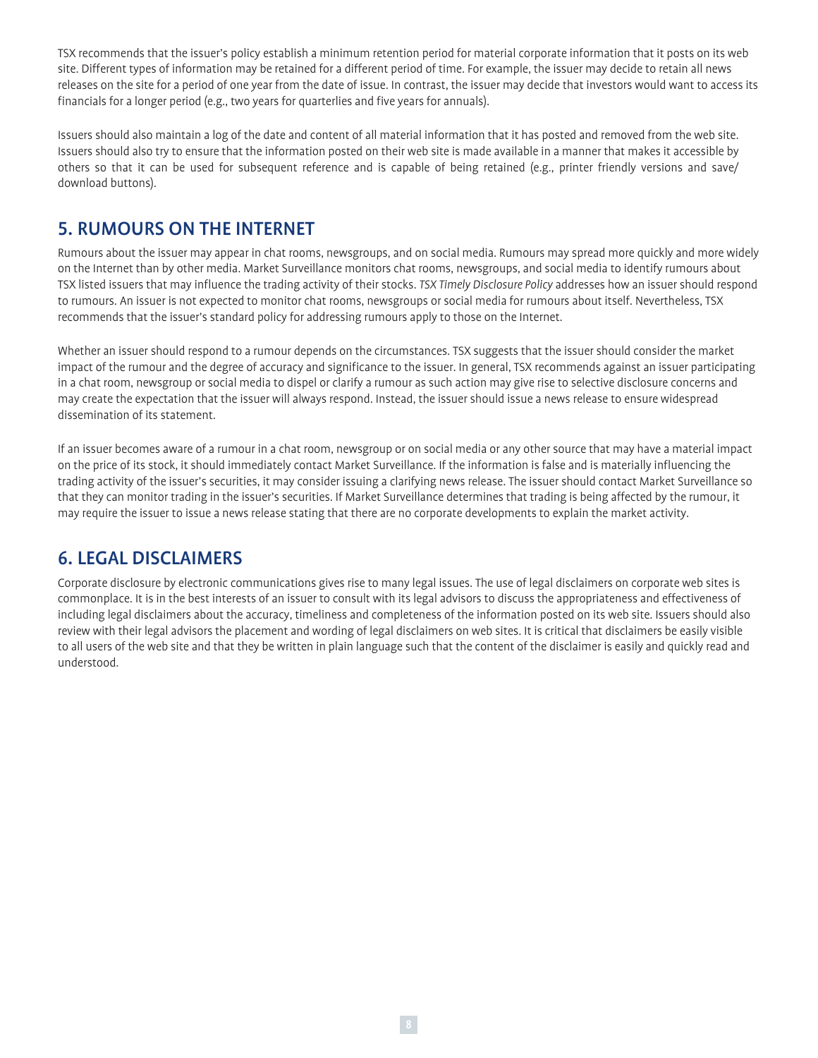TSX recommends that the issuer's policy establish a minimum retention period for material corporate information that it posts on its web site. Different types of information may be retained for a different period of time. For example, the issuer may decide to retain all news releases on the site for a period of one year from the date of issue. In contrast, the issuer may decide that investors would want to access its financials for a longer period (e.g., two years for quarterlies and five years for annuals).

Issuers should also maintain a log of the date and content of all material information that it has posted and removed from the web site. Issuers should also try to ensure that the information posted on their web site is made available in a manner that makes it accessible by others so that it can be used for subsequent reference and is capable of being retained (e.g., printer friendly versions and save/download buttons).

## 5. RUMOURS ON THE INTERNET

Rumours about the issuer may appear in chat rooms, newsgroups, and on social media. Rumours may spread more quickly and more widely on the Internet than by other media. Market Surveillance monitors chat rooms, newsgroups, and social media to identify rumours about TSX listed issuers that may influence the trading activity of their stocks. *TSX Timely Disclosure Policy* addresses how an issuer should respond to rumours. An issuer is not expected to monitor chat rooms, newsgroups or social media for rumours about itself. Nevertheless, TSX recommends that the issuer's standard policy for addressing rumours apply to those on the Internet.

Whether an issuer should respond to a rumour depends on the circumstances. TSX suggests that the issuer should consider the market impact of the rumour and the degree of accuracy and significance to the issuer. In general, TSX recommends against an issuer participating in a chat room, newsgroup or social media to dispel or clarify a rumour as such action may give rise to selective disclosure concerns and may create the expectation that the issuer will always respond. Instead, the issuer should issue a news release to ensure widespread dissemination of its statement.

If an issuer becomes aware of a rumour in a chat room, newsgroup or on social media or any other source that may have a material impact on the price of its stock, it should immediately contact Market Surveillance. If the information is false and is materially influencing the trading activity of the issuer's securities, it may consider issuing a clarifying news release. The issuer should contact Market Surveillance so that they can monitor trading in the issuer's securities. If Market Surveillance determines that trading is being affected by the rumour, it may require the issuer to issue a news release stating that there are no corporate developments to explain the market activity.

## 6. LEGAL DISCLAIMERS

Corporate disclosure by electronic communications gives rise to many legal issues. The use of legal disclaimers on corporate web sites is commonplace. It is in the best interests of an issuer to consult with its legal advisors to discuss the appropriateness and effectiveness of including legal disclaimers about the accuracy, timeliness and completeness of the information posted on its web site. Issuers should also review with their legal advisors the placement and wording of legal disclaimers on web sites. It is critical that disclaimers be easily visible to all users of the web site and that they be written in plain language such that the content of the disclaimer is easily and quickly read and understood.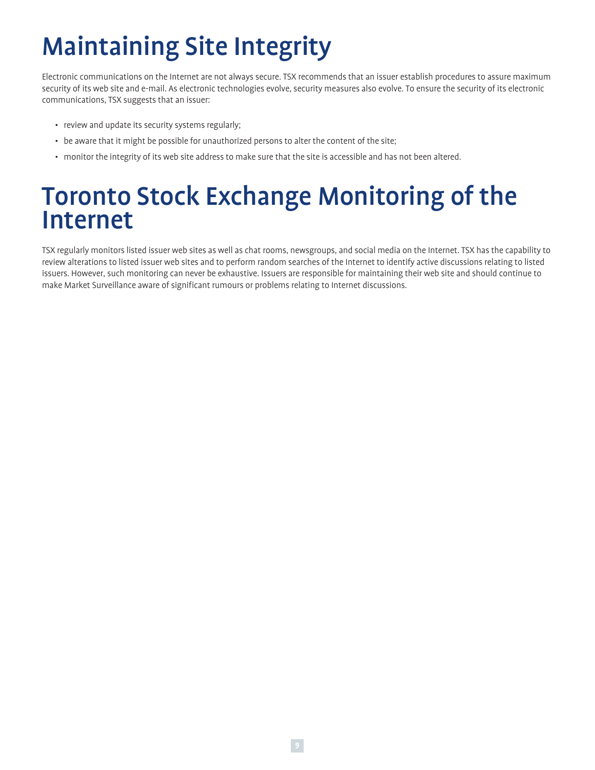# Maintaining Site Integrity

Electronic communications on the Internet are not always secure. TSX recommends that an issuer establish procedures to assure maximum security of its web site and e-mail. As electronic technologies evolve, security measures also evolve. To ensure the security of its electronic communications, TSX suggests that an issuer:

- review and update its security systems regularly;
- be aware that it might be possible for unauthorized persons to alter the content of the site;
- monitor the integrity of its web site address to make sure that the site is accessible and has not been altered.

# Toronto Stock Exchange Monitoring of the Internet

TSX regularly monitors listed issuer web sites as well as chat rooms, newsgroups, and social media on the Internet. TSX has the capability to review alterations to listed issuer web sites and to perform random searches of the Internet to identify active discussions relating to listed issuers. However, such monitoring can never be exhaustive. Issuers are responsible for maintaining their web site and should continue to make Market Surveillance aware of significant rumours or problems relating to Internet discussions.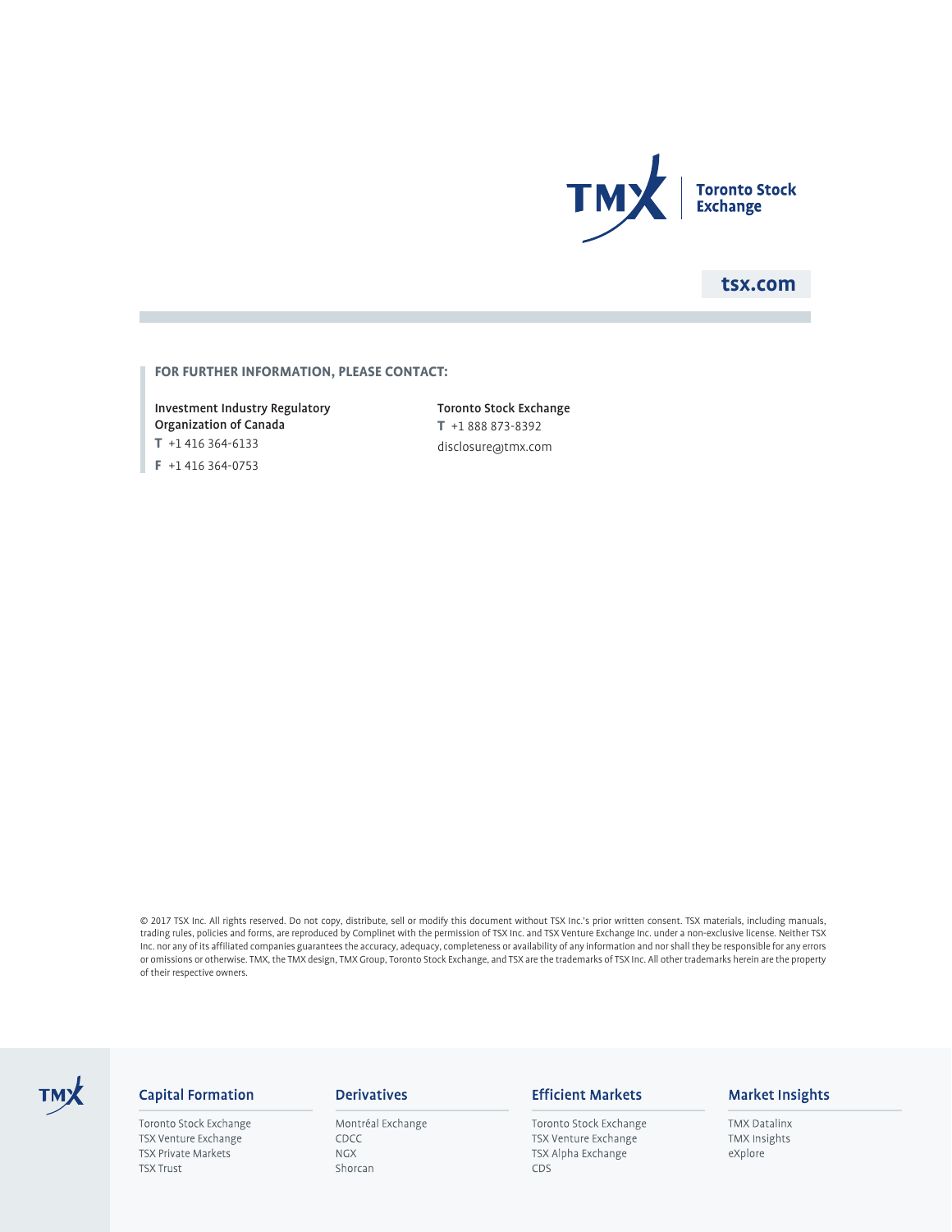Toronto Stock Exchange

tsx.com

**FOR FURTHER INFORMATION, PLEASE CONTACT:**

**Investment Industry Regulatory Organization of Canada**
**T** +1 416 364-6133
**F** +1 416 364-0753

**Toronto Stock Exchange**
**T** +1 888 873-8392
disclosure@tmx.com

© 2017 TSX Inc. All rights reserved. Do not copy, distribute, sell or modify this document without TSX Inc.'s prior written consent. TSX materials, including manuals, trading rules, policies and forms, are reproduced by Complinet with the permission of TSX Inc. and TSX Venture Exchange Inc. under a non-exclusive license. Neither TSX Inc. nor any of its affiliated companies guarantees the accuracy, adequacy, completeness or availability of any information and nor shall they be responsible for any errors or omissions or otherwise. TMX, the TMX design, TMX Group, Toronto Stock Exchange, and TSX are the trademarks of TSX Inc. All other trademarks herein are the property of their respective owners.

**Capital Formation**
- Toronto Stock Exchange
- TSX Venture Exchange
- TSX Private Markets
- TSX Trust

**Derivatives**
- Montréal Exchange
- CDCC
- NGX
- Shorcan

**Efficient Markets**
- Toronto Stock Exchange
- TSX Venture Exchange
- TSX Alpha Exchange
- CDS

**Market Insights**
- TMX Datalinx
- TMX Insights
- eXplore